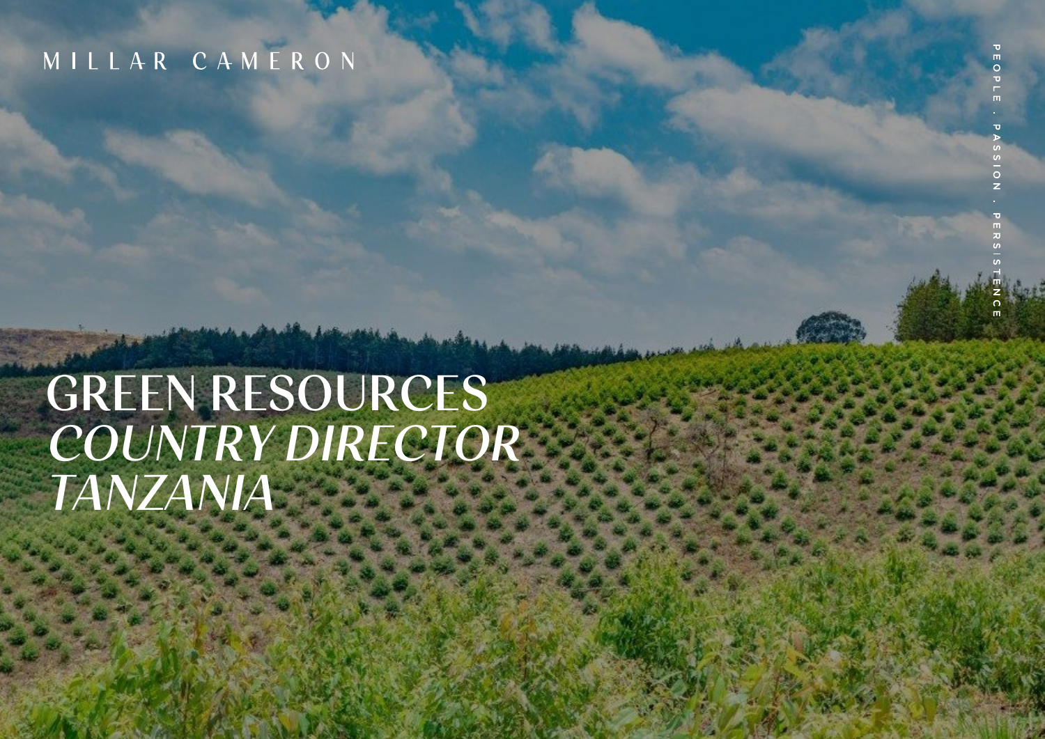MILLAR CAMERON

PEOPLE . PASSION . PERSISTENCE

# GREEN RESOURCES
# *COUNTRY DIRECTOR TANZANIA*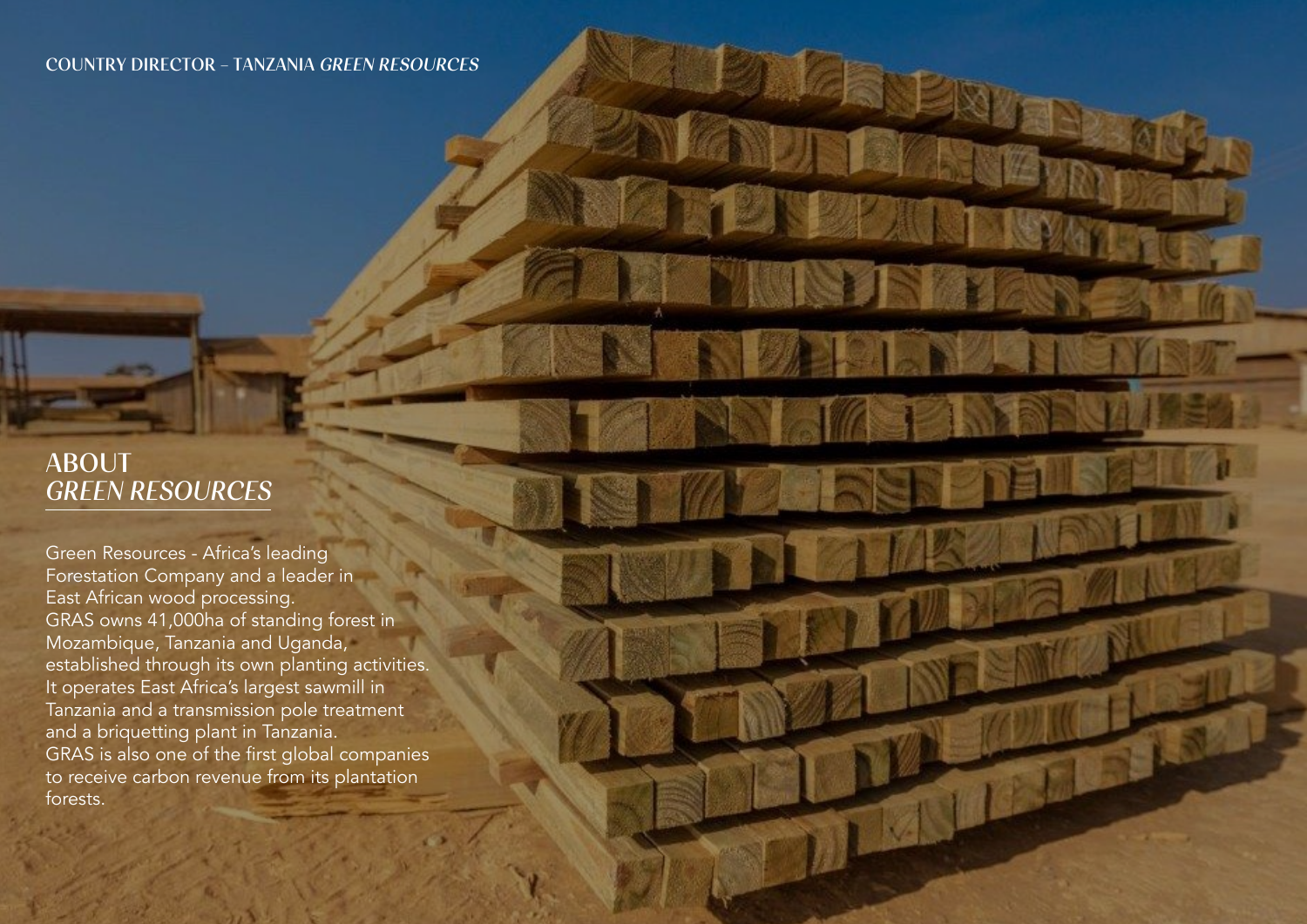# ABOUT *GREEN RESOURCES*

Green Resources - Africa's leading Forestation Company and a leader in East African wood processing.
GRAS owns 41,000ha of standing forest in Mozambique, Tanzania and Uganda, established through its own planting activities.
It operates East Africa's largest sawmill in Tanzania and a transmission pole treatment and a briquetting plant in Tanzania.
GRAS is also one of the first global companies to receive carbon revenue from its plantation forests.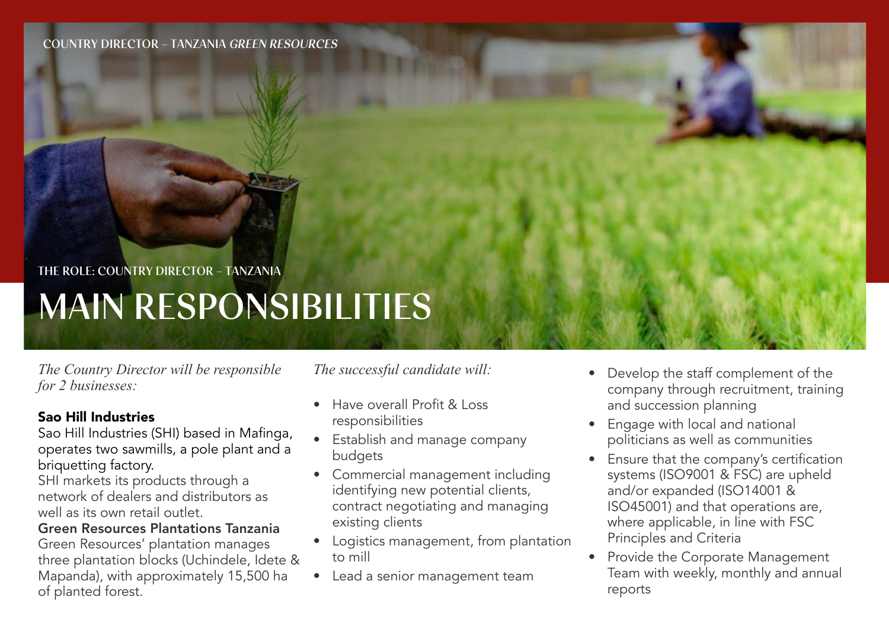THE ROLE: COUNTRY DIRECTOR – TANZANIA

# MAIN RESPONSIBILITIES

*The Country Director will be responsible for 2 businesses:*

**Sao Hill Industries**

Sao Hill Industries (SHI) based in Mafinga, operates two sawmills, a pole plant and a briquetting factory.

SHI markets its products through a network of dealers and distributors as well as its own retail outlet.

**Green Resources Plantations Tanzania**

Green Resources' plantation manages three plantation blocks (Uchindele, Idete & Mapanda), with approximately 15,500 ha of planted forest.

*The successful candidate will:*

- Have overall Profit & Loss responsibilities
- Establish and manage company budgets
- Commercial management including identifying new potential clients, contract negotiating and managing existing clients
- Logistics management, from plantation to mill
- Lead a senior management team
- Develop the staff complement of the company through recruitment, training and succession planning
- Engage with local and national politicians as well as communities
- Ensure that the company's certification systems (ISO9001 & FSC) are upheld and/or expanded (ISO14001 & ISO45001) and that operations are, where applicable, in line with FSC Principles and Criteria
- Provide the Corporate Management Team with weekly, monthly and annual reports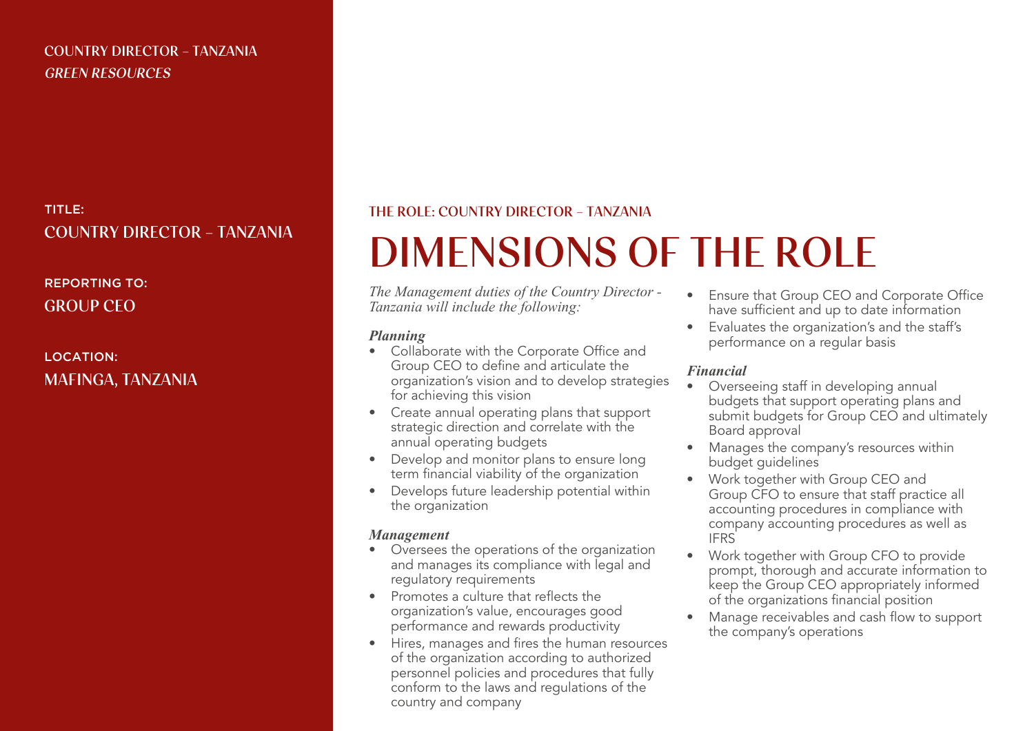COUNTRY DIRECTOR – TANZANIA
*GREEN RESOURCES*

TITLE:
COUNTRY DIRECTOR – TANZANIA

REPORTING TO:
GROUP CEO

LOCATION:
MAFINGA, TANZANIA

THE ROLE: COUNTRY DIRECTOR – TANZANIA

# DIMENSIONS OF THE ROLE

*The Management duties of the Country Director - Tanzania will include the following:*

***Planning***

- Collaborate with the Corporate Office and Group CEO to define and articulate the organization's vision and to develop strategies for achieving this vision
- Create annual operating plans that support strategic direction and correlate with the annual operating budgets
- Develop and monitor plans to ensure long term financial viability of the organization
- Develops future leadership potential within the organization

***Management***

- Oversees the operations of the organization and manages its compliance with legal and regulatory requirements
- Promotes a culture that reflects the organization's value, encourages good performance and rewards productivity
- Hires, manages and fires the human resources of the organization according to authorized personnel policies and procedures that fully conform to the laws and regulations of the country and company
- Ensure that Group CEO and Corporate Office have sufficient and up to date information
- Evaluates the organization's and the staff's performance on a regular basis

***Financial***

- Overseeing staff in developing annual budgets that support operating plans and submit budgets for Group CEO and ultimately Board approval
- Manages the company's resources within budget guidelines
- Work together with Group CEO and Group CFO to ensure that staff practice all accounting procedures in compliance with company accounting procedures as well as IFRS
- Work together with Group CFO to provide prompt, thorough and accurate information to keep the Group CEO appropriately informed of the organizations financial position
- Manage receivables and cash flow to support the company's operations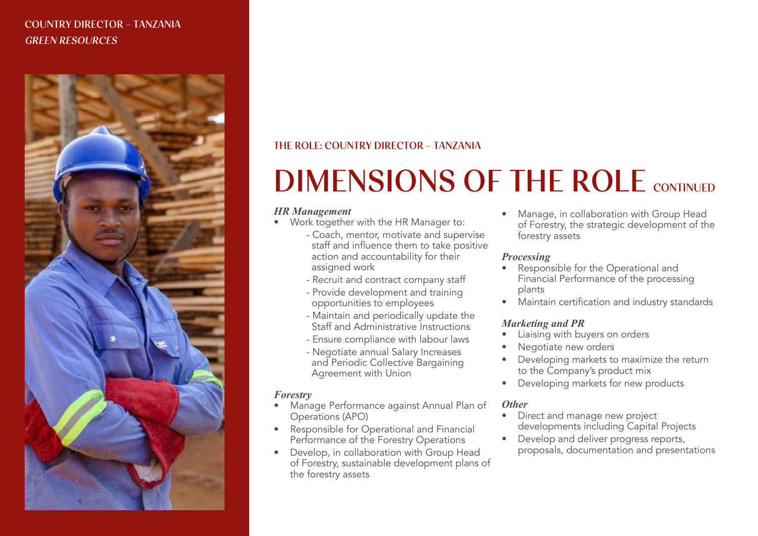THE ROLE: COUNTRY DIRECTOR – TANZANIA

# DIMENSIONS OF THE ROLE CONTINUED

### *HR Management*

- Work together with the HR Manager to:
  - Coach, mentor, motivate and supervise staff and influence them to take positive action and accountability for their assigned work
  - Recruit and contract company staff
  - Provide development and training opportunities to employees
  - Maintain and periodically update the Staff and Administrative Instructions
  - Ensure compliance with labour laws
  - Negotiate annual Salary Increases and Periodic Collective Bargaining Agreement with Union

### *Forestry*

- Manage Performance against Annual Plan of Operations (APO)
- Responsible for Operational and Financial Performance of the Forestry Operations
- Develop, in collaboration with Group Head of Forestry, sustainable development plans of the forestry assets
- Manage, in collaboration with Group Head of Forestry, the strategic development of the forestry assets

### *Processing*

- Responsible for the Operational and Financial Performance of the processing plants
- Maintain certification and industry standards

### *Marketing and PR*

- Liaising with buyers on orders
- Negotiate new orders
- Developing markets to maximize the return to the Company's product mix
- Developing markets for new products

### *Other*

- Direct and manage new project developments including Capital Projects
- Develop and deliver progress reports, proposals, documentation and presentations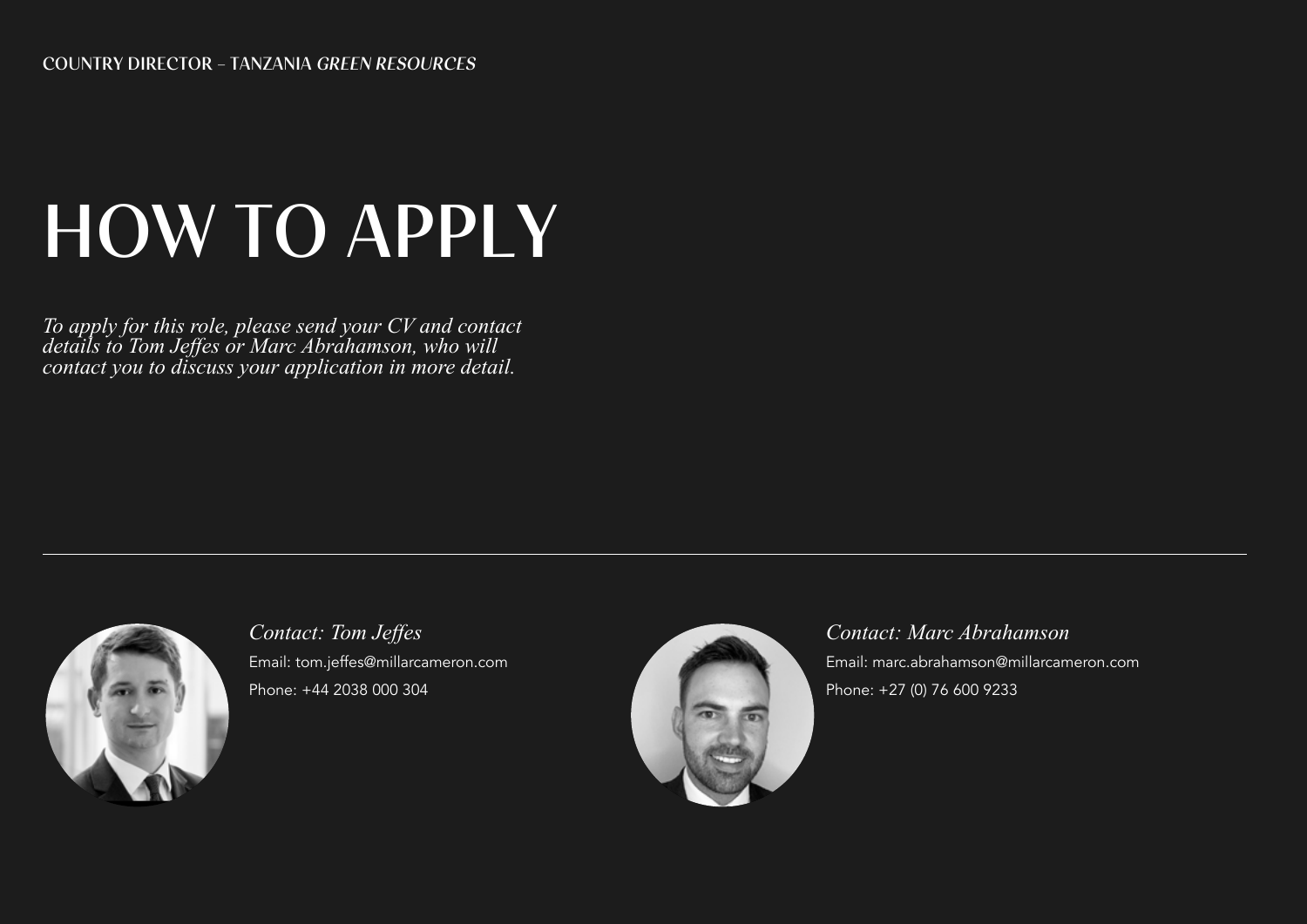# HOW TO APPLY

*To apply for this role, please send your CV and contact details to Tom Jeffes or Marc Abrahamson, who will contact you to discuss your application in more detail.*

---

*Contact: Tom Jeffes*

Email: tom.jeffes@millarcameron.com

Phone: +44 2038 000 304

*Contact: Marc Abrahamson*

Email: marc.abrahamson@millarcameron.com

Phone: +27 (0) 76 600 9233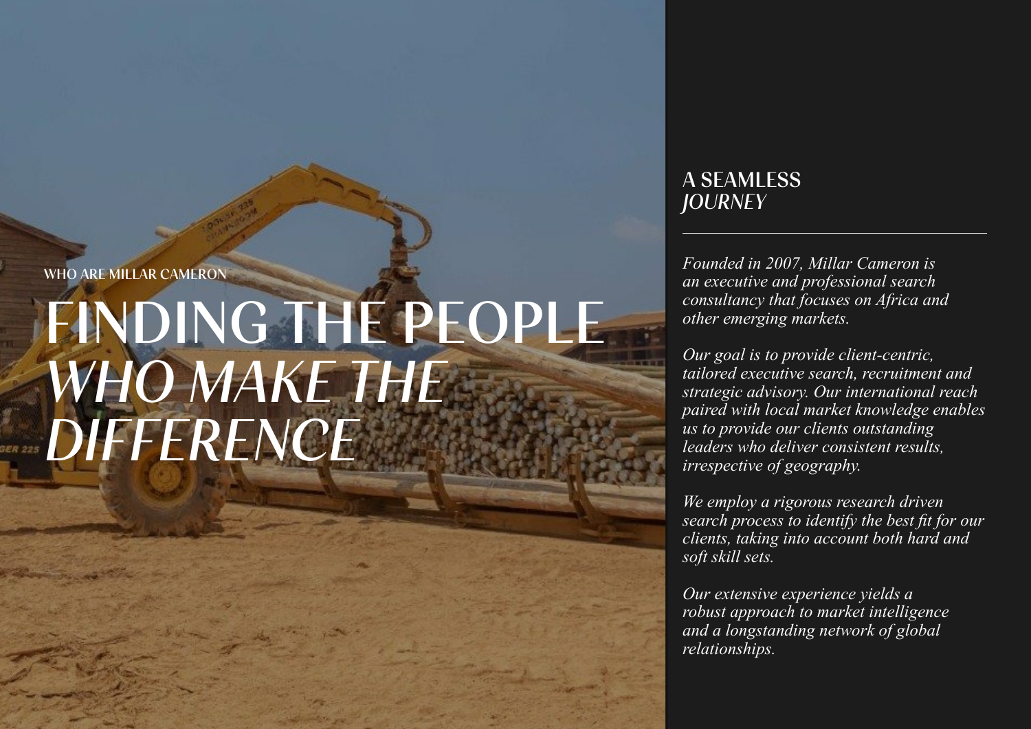WHO ARE MILLAR CAMERON

# FINDING THE PEOPLE *WHO MAKE THE DIFFERENCE*

## A SEAMLESS *JOURNEY*

*Founded in 2007, Millar Cameron is an executive and professional search consultancy that focuses on Africa and other emerging markets.*

*Our goal is to provide client-centric, tailored executive search, recruitment and strategic advisory. Our international reach paired with local market knowledge enables us to provide our clients outstanding leaders who deliver consistent results, irrespective of geography.*

*We employ a rigorous research driven search process to identify the best fit for our clients, taking into account both hard and soft skill sets.*

*Our extensive experience yields a robust approach to market intelligence and a longstanding network of global relationships.*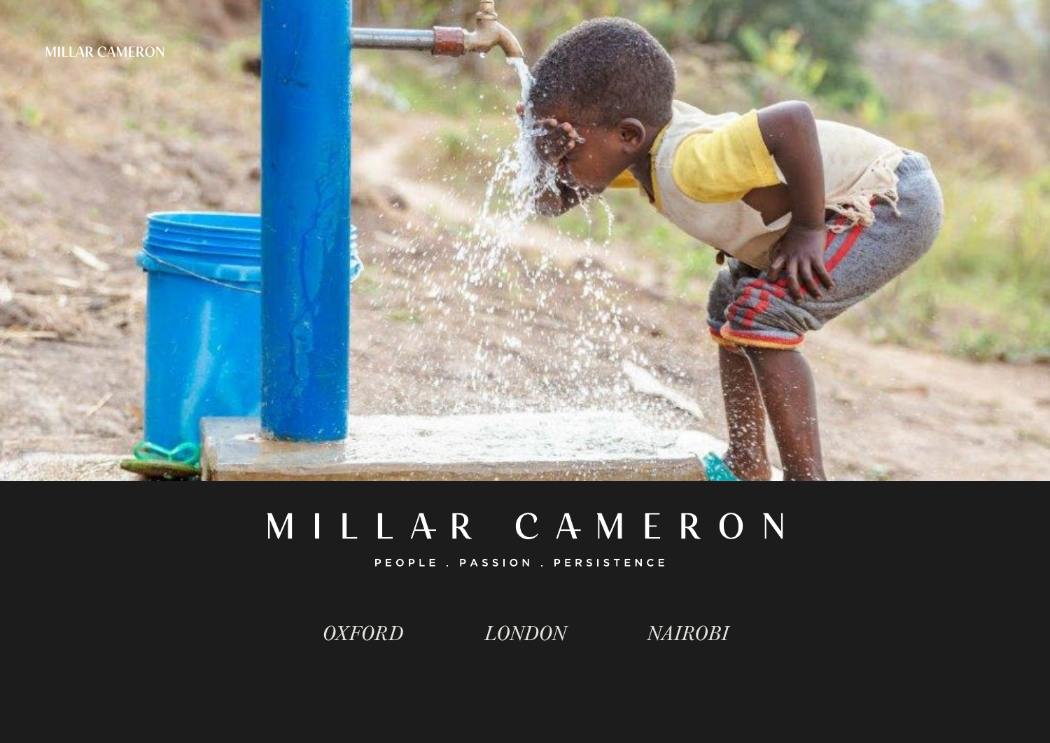MILLAR CAMERON

# MILLAR CAMERON

PEOPLE . PASSION . PERSISTENCE

*OXFORD* *LONDON* *NAIROBI*